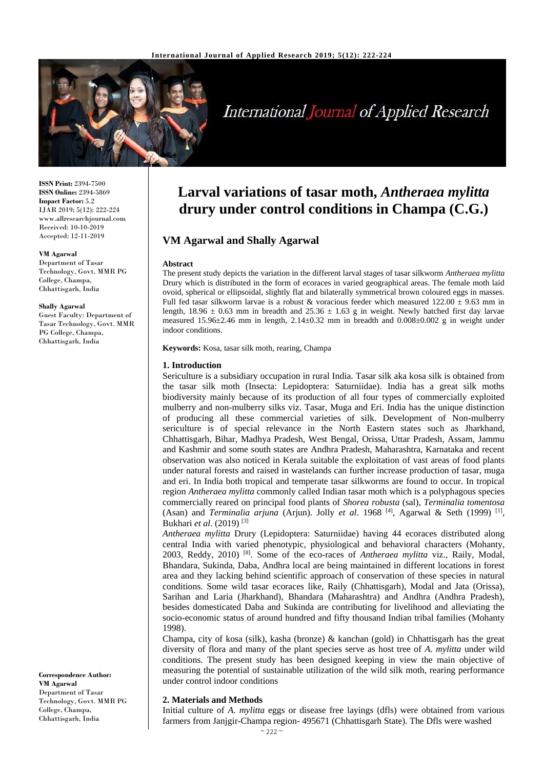# Larval variations of tasar moth, *Antheraea mylitta* drury under control conditions in Champa (C.G.)

## VM Agarwal and Shally Agarwal

**ISSN Print:** 2394-7500
**ISSN Online:** 2394-5869
**Impact Factor:** 5.2
IJAR 2019; 5(12): 222-224
www.allresearchjournal.com
Received: 10-10-2019
Accepted: 12-11-2019

**VM Agarwal**
Department of Tasar Technology, Govt. MMR PG College, Champa, Chhattisgarh, India

**Shally Agarwal**
Guest Faculty: Department of Tasar Technology, Govt. MMR PG College, Champa, Chhattisgarh, India

**Correspondence Author:**
**VM Agarwal**
Department of Tasar Technology, Govt. MMR PG College, Champa, Chhattisgarh, India

### Abstract

The present study depicts the variation in the different larval stages of tasar silkworm *Antheraea mylitta* Drury which is distributed in the form of ecoraces in varied geographical areas. The female moth laid ovoid, spherical or ellipsoidal, slightly flat and bilaterally symmetrical brown coloured eggs in masses. Full fed tasar silkworm larvae is a robust & voracious feeder which measured $122.00 \pm 9.63$ mm in length, $18.96 \pm 0.63$ mm in breadth and $25.36 \pm 1.63$ g in weight. Newly hatched first day larvae measured $15.96 \pm 2.46$ mm in length, $2.14 \pm 0.32$ mm in breadth and $0.008 \pm 0.002$ g in weight under indoor conditions.

**Keywords:** Kosa, tasar silk moth, rearing, Champa

### 1. Introduction

Sericulture is a subsidiary occupation in rural India. Tasar silk aka kosa silk is obtained from the tasar silk moth (Insecta: Lepidoptera: Saturniidae). India has a great silk moths biodiversity mainly because of its production of all four types of commercially exploited mulberry and non-mulberry silks viz. Tasar, Muga and Eri. India has the unique distinction of producing all these commercial varieties of silk. Development of Non-mulberry sericulture is of special relevance in the North Eastern states such as Jharkhand, Chhattisgarh, Bihar, Madhya Pradesh, West Bengal, Orissa, Uttar Pradesh, Assam, Jammu and Kashmir and some south states are Andhra Pradesh, Maharashtra, Karnataka and recent observation was also noticed in Kerala suitable the exploitation of vast areas of food plants under natural forests and raised in wastelands can further increase production of tasar, muga and eri. In India both tropical and temperate tasar silkworms are found to occur. In tropical region *Antheraea mylitta* commonly called Indian tasar moth which is a polyphagous species commercially reared on principal food plants of *Shorea robusta* (sal), *Terminalia tomentosa* (Asan) and *Terminalia arjuna* (Arjun). Jolly *et al*. 1968 [4], Agarwal & Seth (1999) [1], Bukhari *et al*. (2019) [3]

*Antheraea mylitta* Drury (Lepidoptera: Saturniidae) having 44 ecoraces distributed along central India with varied phenotypic, physiological and behavioral characters (Mohanty, 2003, Reddy, 2010) [8]. Some of the eco-races of *Antheraea mylitta* viz., Raily, Modal, Bhandara, Sukinda, Daba, Andhra local are being maintained in different locations in forest area and they lacking behind scientific approach of conservation of these species in natural conditions. Some wild tasar ecoraces like, Raily (Chhattisgarh), Modal and Jata (Orissa), Sarihan and Laria (Jharkhand), Bhandara (Maharashtra) and Andhra (Andhra Pradesh), besides domesticated Daba and Sukinda are contributing for livelihood and alleviating the socio-economic status of around hundred and fifty thousand Indian tribal families (Mohanty 1998).

Champa, city of kosa (silk), kasha (bronze) & kanchan (gold) in Chhattisgarh has the great diversity of flora and many of the plant species serve as host tree of *A. mylitta* under wild conditions. The present study has been designed keeping in view the main objective of measuring the potential of sustainable utilization of the wild silk moth, rearing performance under control indoor conditions

### 2. Materials and Methods

Initial culture of *A. mylitta* eggs or disease free layings (dfls) were obtained from various farmers from Janjgir-Champa region- 495671 (Chhattisgarh State). The Dfls were washed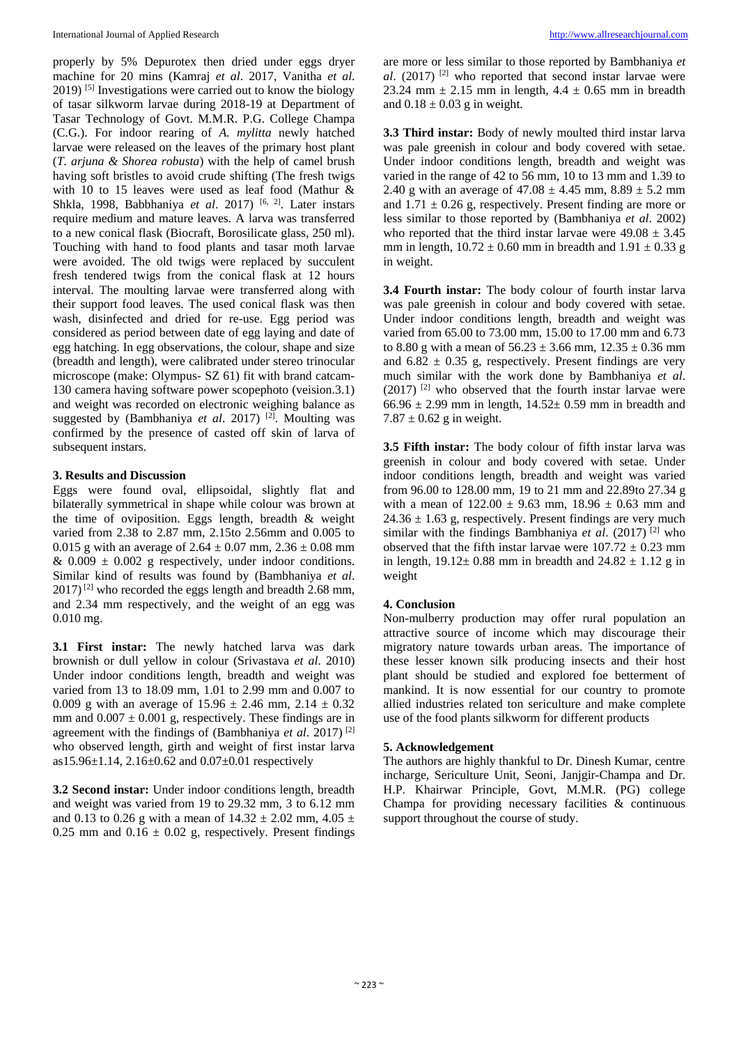properly by 5% Depurotex then dried under eggs dryer machine for 20 mins (Kamraj *et al*. 2017, Vanitha *et al*. 2019) [5] Investigations were carried out to know the biology of tasar silkworm larvae during 2018-19 at Department of Tasar Technology of Govt. M.M.R. P.G. College Champa (C.G.). For indoor rearing of *A. mylitta* newly hatched larvae were released on the leaves of the primary host plant (*T. arjuna & Shorea robusta*) with the help of camel brush having soft bristles to avoid crude shifting (The fresh twigs with 10 to 15 leaves were used as leaf food (Mathur & Shkla, 1998, Babbhaniya *et al*. 2017) [6, 2]. Later instars require medium and mature leaves. A larva was transferred to a new conical flask (Biocraft, Borosilicate glass, 250 ml). Touching with hand to food plants and tasar moth larvae were avoided. The old twigs were replaced by succulent fresh tendered twigs from the conical flask at 12 hours interval. The moulting larvae were transferred along with their support food leaves. The used conical flask was then wash, disinfected and dried for re-use. Egg period was considered as period between date of egg laying and date of egg hatching. In egg observations, the colour, shape and size (breadth and length), were calibrated under stereo trinocular microscope (make: Olympus- SZ 61) fit with brand catcam-130 camera having software power scopephoto (veision.3.1) and weight was recorded on electronic weighing balance as suggested by (Bambhaniya *et al*. 2017) [2]. Moulting was confirmed by the presence of casted off skin of larva of subsequent instars.

### 3. Results and Discussion

Eggs were found oval, ellipsoidal, slightly flat and bilaterally symmetrical in shape while colour was brown at the time of oviposition. Eggs length, breadth & weight varied from 2.38 to 2.87 mm, 2.15to 2.56mm and 0.005 to 0.015 g with an average of $2.64 \pm 0.07$ mm, $2.36 \pm 0.08$ mm & $0.009 \pm 0.002$ g respectively, under indoor conditions. Similar kind of results was found by (Bambhaniya *et al*. 2017) [2] who recorded the eggs length and breadth 2.68 mm, and 2.34 mm respectively, and the weight of an egg was 0.010 mg.

**3.1 First instar:** The newly hatched larva was dark brownish or dull yellow in colour (Srivastava *et al*. 2010) Under indoor conditions length, breadth and weight was varied from 13 to 18.09 mm, 1.01 to 2.99 mm and 0.007 to 0.009 g with an average of $15.96 \pm 2.46$ mm, $2.14 \pm 0.32$ mm and $0.007 \pm 0.001$ g, respectively. These findings are in agreement with the findings of (Bambhaniya *et al*. 2017) [2] who observed length, girth and weight of first instar larva as15.96±1.14, 2.16±0.62 and 0.07±0.01 respectively

**3.2 Second instar:** Under indoor conditions length, breadth and weight was varied from 19 to 29.32 mm, 3 to 6.12 mm and 0.13 to 0.26 g with a mean of $14.32 \pm 2.02$ mm, $4.05 \pm 0.25$ mm and $0.16 \pm 0.02$ g, respectively. Present findings are more or less similar to those reported by Bambhaniya *et al*. (2017) [2] who reported that second instar larvae were $23.24$ mm $\pm 2.15$ mm in length, $4.4 \pm 0.65$ mm in breadth and $0.18 \pm 0.03$ g in weight.

**3.3 Third instar:** Body of newly moulted third instar larva was pale greenish in colour and body covered with setae. Under indoor conditions length, breadth and weight was varied in the range of 42 to 56 mm, 10 to 13 mm and 1.39 to 2.40 g with an average of $47.08 \pm 4.45$ mm, $8.89 \pm 5.2$ mm and $1.71 \pm 0.26$ g, respectively. Present finding are more or less similar to those reported by (Bambhaniya *et al*. 2002) who reported that the third instar larvae were $49.08 \pm 3.45$ mm in length, $10.72 \pm 0.60$ mm in breadth and $1.91 \pm 0.33$ g in weight.

**3.4 Fourth instar:** The body colour of fourth instar larva was pale greenish in colour and body covered with setae. Under indoor conditions length, breadth and weight was varied from 65.00 to 73.00 mm, 15.00 to 17.00 mm and 6.73 to 8.80 g with a mean of $56.23 \pm 3.66$ mm, $12.35 \pm 0.36$ mm and $6.82 \pm 0.35$ g, respectively. Present findings are very much similar with the work done by Bambhaniya *et al*. (2017) [2] who observed that the fourth instar larvae were $66.96 \pm 2.99$ mm in length, $14.52 \pm 0.59$ mm in breadth and $7.87 \pm 0.62$ g in weight.

**3.5 Fifth instar:** The body colour of fifth instar larva was greenish in colour and body covered with setae. Under indoor conditions length, breadth and weight was varied from 96.00 to 128.00 mm, 19 to 21 mm and 22.89to 27.34 g with a mean of $122.00 \pm 9.63$ mm, $18.96 \pm 0.63$ mm and $24.36 \pm 1.63$ g, respectively. Present findings are very much similar with the findings Bambhaniya *et al*. (2017) [2] who observed that the fifth instar larvae were $107.72 \pm 0.23$ mm in length, $19.12 \pm 0.88$ mm in breadth and $24.82 \pm 1.12$ g in weight

### 4. Conclusion

Non-mulberry production may offer rural population an attractive source of income which may discourage their migratory nature towards urban areas. The importance of these lesser known silk producing insects and their host plant should be studied and explored foe betterment of mankind. It is now essential for our country to promote allied industries related ton sericulture and make complete use of the food plants silkworm for different products

### 5. Acknowledgement

The authors are highly thankful to Dr. Dinesh Kumar, centre incharge, Sericulture Unit, Seoni, Janjgir-Champa and Dr. H.P. Khairwar Principle, Govt, M.M.R. (PG) college Champa for providing necessary facilities & continuous support throughout the course of study.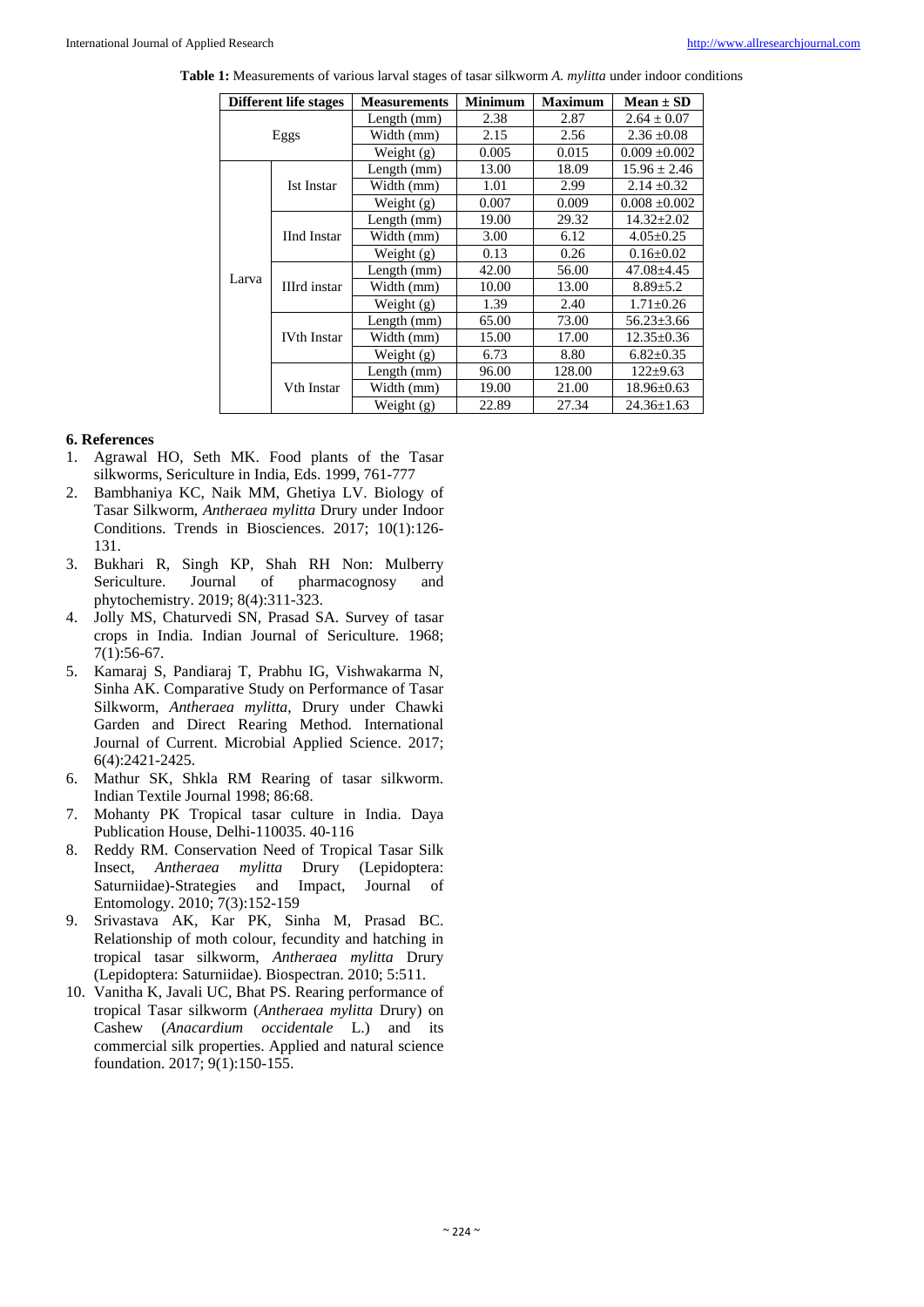**Table 1:** Measurements of various larval stages of tasar silkworm *A. mylitta* under indoor conditions

| Different life stages | | Measurements | Minimum | Maximum | Mean ± SD |
|---|---|---|---|---|---|
| Eggs | | Length (mm) | 2.38 | 2.87 | 2.64 ± 0.07 |
| | | Width (mm) | 2.15 | 2.56 | 2.36 ±0.08 |
| | | Weight (g) | 0.005 | 0.015 | 0.009 ±0.002 |
| Larva | Ist Instar | Length (mm) | 13.00 | 18.09 | 15.96 ± 2.46 |
| | | Width (mm) | 1.01 | 2.99 | 2.14 ±0.32 |
| | | Weight (g) | 0.007 | 0.009 | 0.008 ±0.002 |
| | IInd Instar | Length (mm) | 19.00 | 29.32 | 14.32±2.02 |
| | | Width (mm) | 3.00 | 6.12 | 4.05±0.25 |
| | | Weight (g) | 0.13 | 0.26 | 0.16±0.02 |
| | IIIrd instar | Length (mm) | 42.00 | 56.00 | 47.08±4.45 |
| | | Width (mm) | 10.00 | 13.00 | 8.89±5.2 |
| | | Weight (g) | 1.39 | 2.40 | 1.71±0.26 |
| | IVth Instar | Length (mm) | 65.00 | 73.00 | 56.23±3.66 |
| | | Width (mm) | 15.00 | 17.00 | 12.35±0.36 |
| | | Weight (g) | 6.73 | 8.80 | 6.82±0.35 |
| | Vth Instar | Length (mm) | 96.00 | 128.00 | 122±9.63 |
| | | Width (mm) | 19.00 | 21.00 | 18.96±0.63 |
| | | Weight (g) | 22.89 | 27.34 | 24.36±1.63 |

## 6. References

1. Agrawal HO, Seth MK. Food plants of the Tasar silkworms, Sericulture in India, Eds. 1999, 761-777
2. Bambhaniya KC, Naik MM, Ghetiya LV. Biology of Tasar Silkworm, *Antheraea mylitta* Drury under Indoor Conditions. Trends in Biosciences. 2017; 10(1):126-131.
3. Bukhari R, Singh KP, Shah RH Non: Mulberry Sericulture. Journal of pharmacognosy and phytochemistry. 2019; 8(4):311-323.
4. Jolly MS, Chaturvedi SN, Prasad SA. Survey of tasar crops in India. Indian Journal of Sericulture. 1968; 7(1):56-67.
5. Kamaraj S, Pandiaraj T, Prabhu IG, Vishwakarma N, Sinha AK. Comparative Study on Performance of Tasar Silkworm, *Antheraea mylitta*, Drury under Chawki Garden and Direct Rearing Method. International Journal of Current. Microbial Applied Science. 2017; 6(4):2421-2425.
6. Mathur SK, Shkla RM Rearing of tasar silkworm. Indian Textile Journal 1998; 86:68.
7. Mohanty PK Tropical tasar culture in India. Daya Publication House, Delhi-110035. 40-116
8. Reddy RM. Conservation Need of Tropical Tasar Silk Insect, *Antheraea mylitta* Drury (Lepidoptera: Saturniidae)-Strategies and Impact, Journal of Entomology. 2010; 7(3):152-159
9. Srivastava AK, Kar PK, Sinha M, Prasad BC. Relationship of moth colour, fecundity and hatching in tropical tasar silkworm, *Antheraea mylitta* Drury (Lepidoptera: Saturniidae). Biospectran. 2010; 5:511.
10. Vanitha K, Javali UC, Bhat PS. Rearing performance of tropical Tasar silkworm (*Antheraea mylitta* Drury) on Cashew (*Anacardium occidentale* L.) and its commercial silk properties. Applied and natural science foundation. 2017; 9(1):150-155.